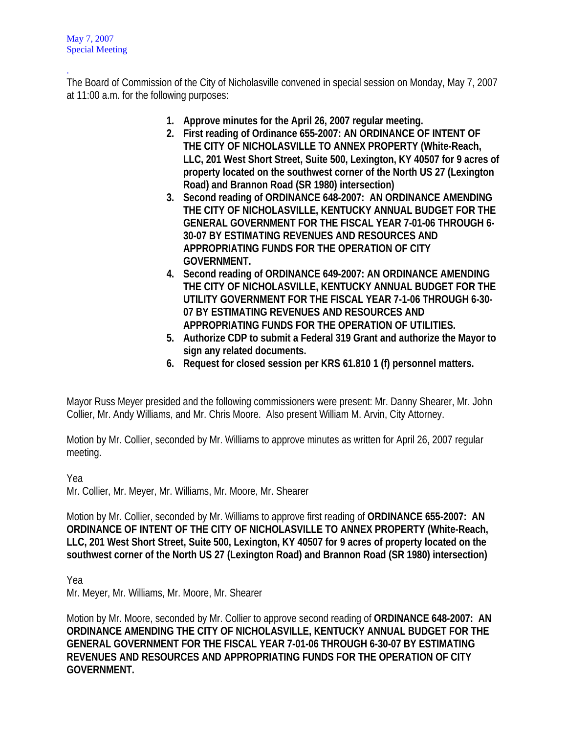May 7, 2007
Special Meeting

.
The Board of Commission of the City of Nicholasville convened in special session on Monday, May 7, 2007 at 11:00 a.m. for the following purposes:

1. **Approve minutes for the April 26, 2007 regular meeting.**
2. **First reading of Ordinance 655-2007: AN ORDINANCE OF INTENT OF THE CITY OF NICHOLASVILLE TO ANNEX PROPERTY (White-Reach, LLC, 201 West Short Street, Suite 500, Lexington, KY 40507 for 9 acres of property located on the southwest corner of the North US 27 (Lexington Road) and Brannon Road (SR 1980) intersection)**
3. **Second reading of ORDINANCE 648-2007: AN ORDINANCE AMENDING THE CITY OF NICHOLASVILLE, KENTUCKY ANNUAL BUDGET FOR THE GENERAL GOVERNMENT FOR THE FISCAL YEAR 7-01-06 THROUGH 6-30-07 BY ESTIMATING REVENUES AND RESOURCES AND APPROPRIATING FUNDS FOR THE OPERATION OF CITY GOVERNMENT.**
4. **Second reading of ORDINANCE 649-2007: AN ORDINANCE AMENDING THE CITY OF NICHOLASVILLE, KENTUCKY ANNUAL BUDGET FOR THE UTILITY GOVERNMENT FOR THE FISCAL YEAR 7-1-06 THROUGH 6-30-07 BY ESTIMATING REVENUES AND RESOURCES AND APPROPRIATING FUNDS FOR THE OPERATION OF UTILITIES.**
5. **Authorize CDP to submit a Federal 319 Grant and authorize the Mayor to sign any related documents.**
6. **Request for closed session per KRS 61.810 1 (f) personnel matters.**

Mayor Russ Meyer presided and the following commissioners were present: Mr. Danny Shearer, Mr. John Collier, Mr. Andy Williams, and Mr. Chris Moore. Also present William M. Arvin, City Attorney.

Motion by Mr. Collier, seconded by Mr. Williams to approve minutes as written for April 26, 2007 regular meeting.

Yea
Mr. Collier, Mr. Meyer, Mr. Williams, Mr. Moore, Mr. Shearer

Motion by Mr. Collier, seconded by Mr. Williams to approve first reading of **ORDINANCE 655-2007: AN ORDINANCE OF INTENT OF THE CITY OF NICHOLASVILLE TO ANNEX PROPERTY (White-Reach, LLC, 201 West Short Street, Suite 500, Lexington, KY 40507 for 9 acres of property located on the southwest corner of the North US 27 (Lexington Road) and Brannon Road (SR 1980) intersection)**

Yea
Mr. Meyer, Mr. Williams, Mr. Moore, Mr. Shearer

Motion by Mr. Moore, seconded by Mr. Collier to approve second reading of **ORDINANCE 648-2007: AN ORDINANCE AMENDING THE CITY OF NICHOLASVILLE, KENTUCKY ANNUAL BUDGET FOR THE GENERAL GOVERNMENT FOR THE FISCAL YEAR 7-01-06 THROUGH 6-30-07 BY ESTIMATING REVENUES AND RESOURCES AND APPROPRIATING FUNDS FOR THE OPERATION OF CITY GOVERNMENT.**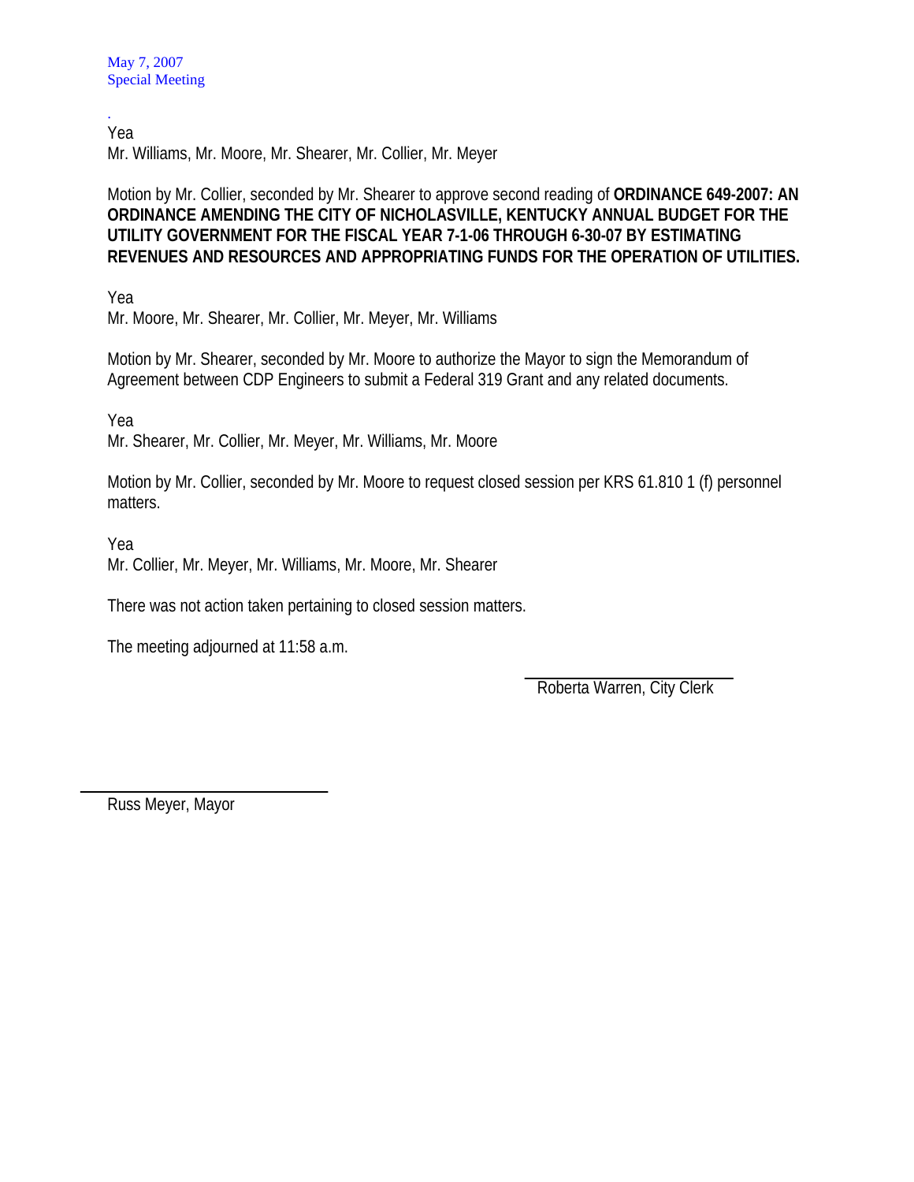.
Yea
Mr. Williams, Mr. Moore, Mr. Shearer, Mr. Collier, Mr. Meyer

Motion by Mr. Collier, seconded by Mr. Shearer to approve second reading of **ORDINANCE 649-2007: AN ORDINANCE AMENDING THE CITY OF NICHOLASVILLE, KENTUCKY ANNUAL BUDGET FOR THE UTILITY GOVERNMENT FOR THE FISCAL YEAR 7-1-06 THROUGH 6-30-07 BY ESTIMATING REVENUES AND RESOURCES AND APPROPRIATING FUNDS FOR THE OPERATION OF UTILITIES.**

Yea
Mr. Moore, Mr. Shearer, Mr. Collier, Mr. Meyer, Mr. Williams

Motion by Mr. Shearer, seconded by Mr. Moore to authorize the Mayor to sign the Memorandum of Agreement between CDP Engineers to submit a Federal 319 Grant and any related documents.

Yea
Mr. Shearer, Mr. Collier, Mr. Meyer, Mr. Williams, Mr. Moore

Motion by Mr. Collier, seconded by Mr. Moore to request closed session per KRS 61.810 1 (f) personnel matters.

Yea
Mr. Collier, Mr. Meyer, Mr. Williams, Mr. Moore, Mr. Shearer

There was not action taken pertaining to closed session matters.

The meeting adjourned at 11:58 a.m.

Roberta Warren, City Clerk

Russ Meyer, Mayor